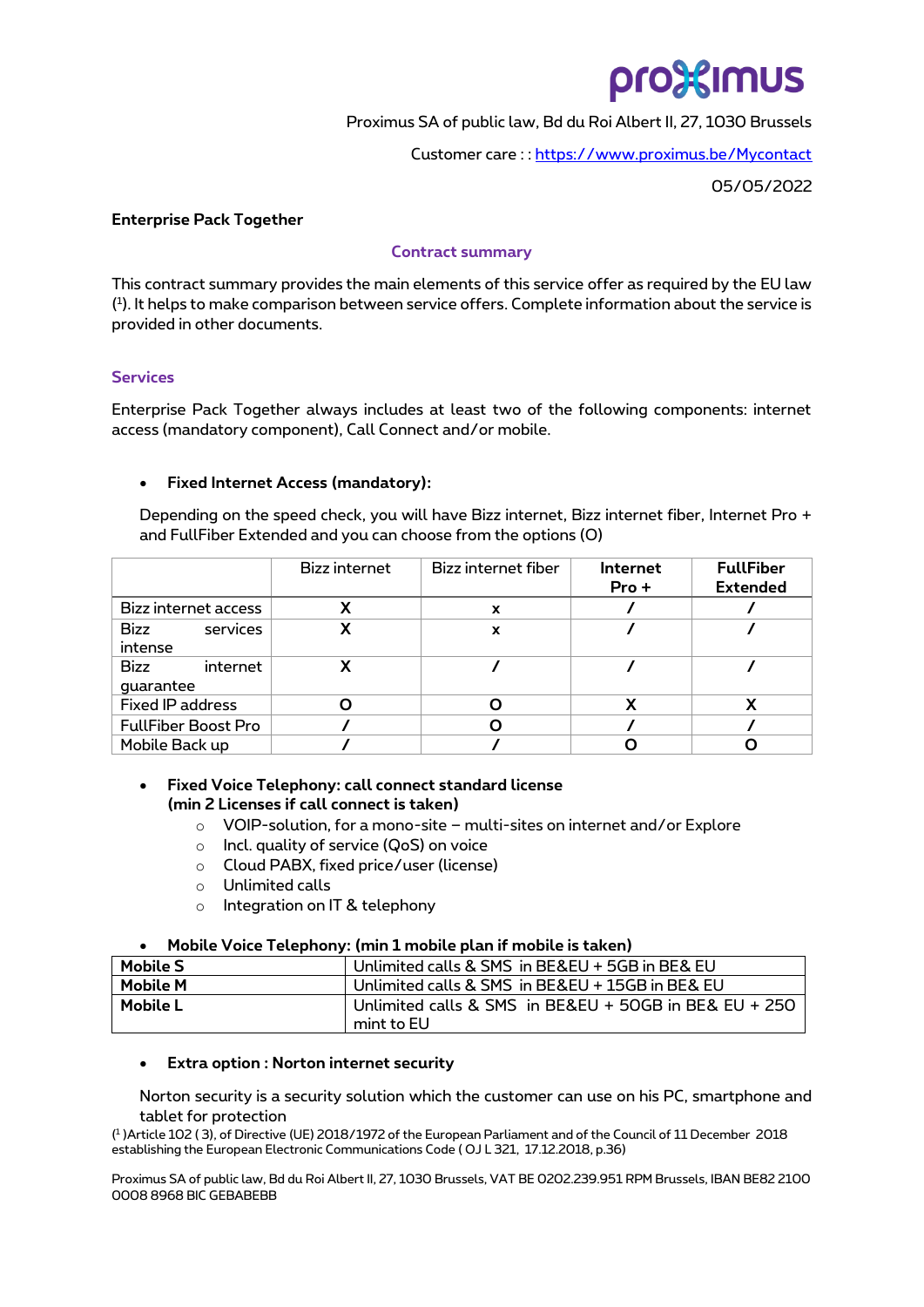Proximus SA of public law, Bd du Roi Albert II, 27, 1030 Brussels

Customer care : : https://www.proximus.be/Mycontact

05/05/2022

**Enterprise Pack Together**

## Contract summary

This contract summary provides the main elements of this service offer as required by the EU law ([1]). It helps to make comparison between service offers. Complete information about the service is provided in other documents.

### Services

Enterprise Pack Together always includes at least two of the following components: internet access (mandatory component), Call Connect and/or mobile.

- **Fixed Internet Access (mandatory):**

  Depending on the speed check, you will have Bizz internet, Bizz internet fiber, Internet Pro + and FullFiber Extended and you can choose from the options (O)

| | Bizz internet | Bizz internet fiber | **Internet Pro +** | **FullFiber Extended** |
|---|---|---|---|---|
| Bizz internet access | X | x | / | / |
| Bizz services intense | X | x | / | / |
| Bizz internet guarantee | X | / | / | / |
| Fixed IP address | O | O | X | X |
| FullFiber Boost Pro | / | O | / | / |
| Mobile Back up | / | / | O | O |

- **Fixed Voice Telephony: call connect standard license (min 2 Licenses if call connect is taken)**
  - VOIP-solution, for a mono-site – multi-sites on internet and/or Explore
  - Incl. quality of service (QoS) on voice
  - Cloud PABX, fixed price/user (license)
  - Unlimited calls
  - Integration on IT & telephony

- **Mobile Voice Telephony: (min 1 mobile plan if mobile is taken)**

| | |
|---|---|
| **Mobile S** | Unlimited calls & SMS in BE&EU + 5GB in BE& EU |
| **Mobile M** | Unlimited calls & SMS in BE&EU + 15GB in BE& EU |
| **Mobile L** | Unlimited calls & SMS in BE&EU + 50GB in BE& EU + 250 mint to EU |

- **Extra option : Norton internet security**

  Norton security is a security solution which the customer can use on his PC, smartphone and tablet for protection

([1] )Article 102 ( 3), of Directive (UE) 2018/1972 of the European Parliament and of the Council of 11 December 2018 establishing the European Electronic Communications Code ( OJ L 321, 17.12.2018, p.36)

Proximus SA of public law, Bd du Roi Albert II, 27, 1030 Brussels, VAT BE 0202.239.951 RPM Brussels, IBAN BE82 2100 0008 8968 BIC GEBABEBB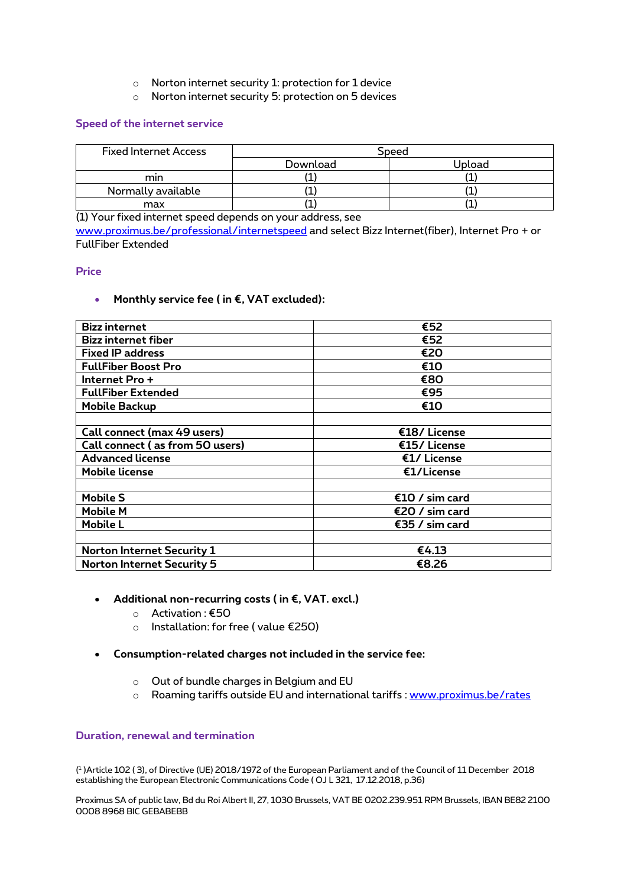- Norton internet security 1: protection for 1 device
- Norton internet security 5: protection on 5 devices

### Speed of the internet service

| Fixed Internet Access | Speed | |
|---|---|---|
| | Download | Upload |
| min | (1) | (1) |
| Normally available | (1) | (1) |
| max | (1) | (1) |

(1) Your fixed internet speed depends on your address, see [www.proximus.be/professional/internetspeed](www.proximus.be/professional/internetspeed) and select Bizz Internet(fiber), Internet Pro + or FullFiber Extended

### Price

- **Monthly service fee ( in €, VAT excluded):**

| | |
|---|---|
| **Bizz internet** | **€52** |
| **Bizz internet fiber** | **€52** |
| **Fixed IP address** | **€20** |
| **FullFiber Boost Pro** | **€10** |
| **Internet Pro +** | **€80** |
| **FullFiber Extended** | **€95** |
| **Mobile Backup** | **€10** |
| | |
| **Call connect (max 49 users)** | **€18/ License** |
| **Call connect ( as from 50 users)** | **€15/ License** |
| **Advanced license** | **€1/ License** |
| **Mobile license** | **€1/License** |
| | |
| **Mobile S** | **€10 / sim card** |
| **Mobile M** | **€20 / sim card** |
| **Mobile L** | **€35 / sim card** |
| | |
| **Norton Internet Security 1** | **€4.13** |
| **Norton Internet Security 5** | **€8.26** |

- **Additional non-recurring costs ( in €, VAT. excl.)**
  - Activation : €50
  - Installation: for free ( value €250)

- **Consumption-related charges not included in the service fee:**
  - Out of bundle charges in Belgium and EU
  - Roaming tariffs outside EU and international tariffs : [www.proximus.be/rates](www.proximus.be/rates)

### Duration, renewal and termination

([1] )Article 102 ( 3), of Directive (UE) 2018/1972 of the European Parliament and of the Council of 11 December 2018 establishing the European Electronic Communications Code ( OJ L 321, 17.12.2018, p.36)

Proximus SA of public law, Bd du Roi Albert II, 27, 1030 Brussels, VAT BE 0202.239.951 RPM Brussels, IBAN BE82 2100 0008 8968 BIC GEBABEBB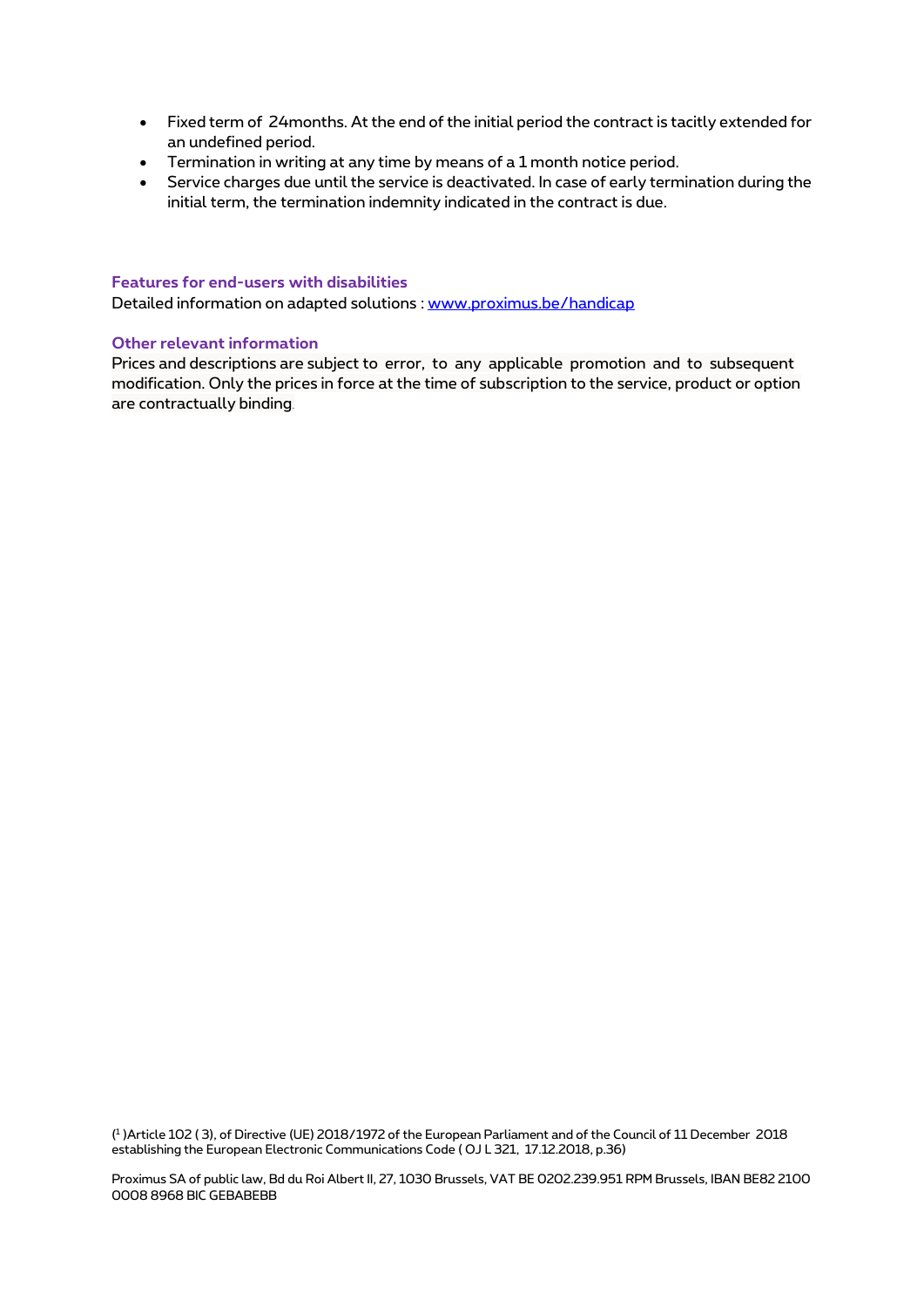- Fixed term of 24months. At the end of the initial period the contract is tacitly extended for an undefined period.
- Termination in writing at any time by means of a 1 month notice period.
- Service charges due until the service is deactivated. In case of early termination during the initial term, the termination indemnity indicated in the contract is due.

**Features for end-users with disabilities**

Detailed information on adapted solutions : [www.proximus.be/handicap](www.proximus.be/handicap)

**Other relevant information**

Prices and descriptions are subject to error, to any applicable promotion and to subsequent modification. Only the prices in force at the time of subscription to the service, product or option are contractually binding.

([1] )Article 102 ( 3), of Directive (UE) 2018/1972 of the European Parliament and of the Council of 11 December 2018 establishing the European Electronic Communications Code ( OJ L 321, 17.12.2018, p.36)

Proximus SA of public law, Bd du Roi Albert II, 27, 1030 Brussels, VAT BE 0202.239.951 RPM Brussels, IBAN BE82 2100 0008 8968 BIC GEBABEBB